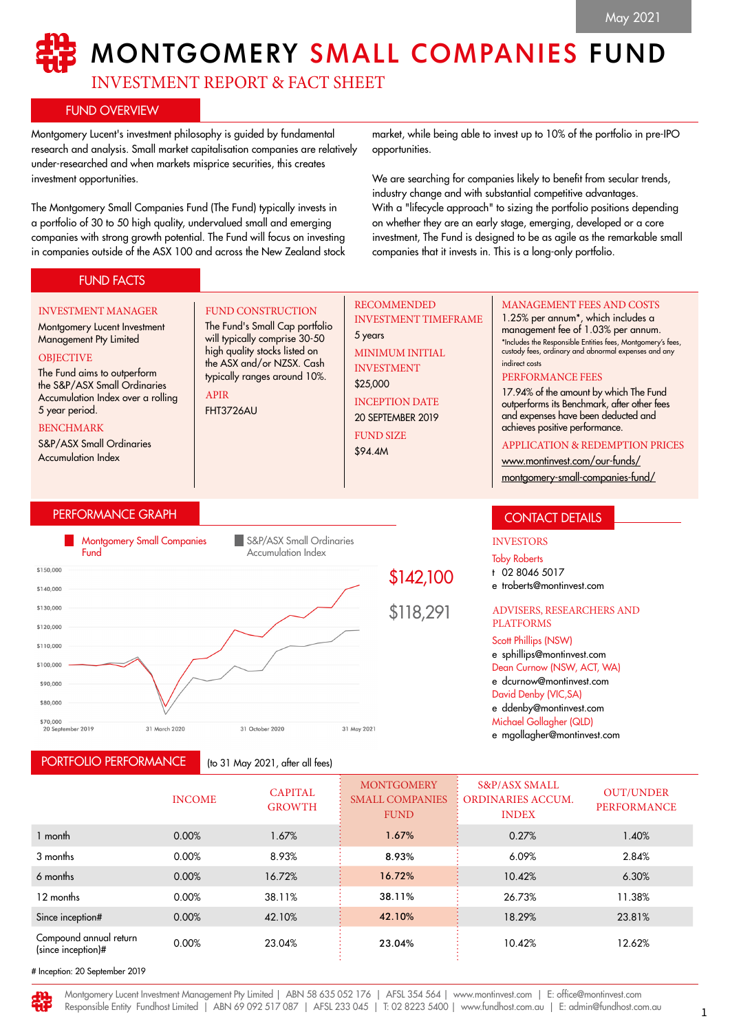May 2021

# MONTGOMERY SMALL COMPANIES FUND

## INVESTMENT REPORT & FACT SHEET

## FUND OVERVIEW

Montgomery Lucent's investment philosophy is guided by fundamental research and analysis. Small market capitalisation companies are relatively under-researched and when markets misprice securities, this creates investment opportunities.

The Montgomery Small Companies Fund (The Fund) typically invests in a portfolio of 30 to 50 high quality, undervalued small and emerging companies with strong growth potential. The Fund will focus on investing in companies outside of the ASX 100 and across the New Zealand stock market, while being able to invest up to 10% of the portfolio in pre-IPO opportunities.

We are searching for companies likely to benefit from secular trends, industry change and with substantial competitive advantages. With a "lifecycle approach" to sizing the portfolio positions depending on whether they are an early stage, emerging, developed or a core investment, The Fund is designed to be as agile as the remarkable small companies that it invests in. This is a long-only portfolio.

## FUND FACTS

**INVESTMENT MANAGER**
Montgomery Lucent Investment Management Pty Limited

**OBJECTIVE**
The Fund aims to outperform the S&P/ASX Small Ordinaries Accumulation Index over a rolling 5 year period.

**BENCHMARK**
S&P/ASX Small Ordinaries Accumulation Index

**FUND CONSTRUCTION**
The Fund's Small Cap portfolio will typically comprise 30-50 high quality stocks listed on the ASX and/or NZSX. Cash typically ranges around 10%.

**APIR**
FHT3726AU

**RECOMMENDED INVESTMENT TIMEFRAME**
5 years

**MINIMUM INITIAL INVESTMENT**
$25,000

**INCEPTION DATE**
20 SEPTEMBER 2019

**FUND SIZE**
$94.4M

**MANAGEMENT FEES AND COSTS**
1.25% per annum*, which includes a management fee of 1.03% per annum.
*Includes the Responsible Entities fees, Montgomery's fees, custody fees, ordinary and abnormal expenses and any indirect costs

**PERFORMANCE FEES**
17.94% of the amount by which The Fund outperforms its Benchmark, after other fees and expenses have been deducted and achieves positive performance.

**APPLICATION & REDEMPTION PRICES**
www.montinvest.com/our-funds/montgomery-small-companies-fund/

## PERFORMANCE GRAPH

Montgomery Small Companies Fund: $142,100

S&P/ASX Small Ordinaries Accumulation Index: $118,291

(20 September 2019 – 31 May 2021)

## CONTACT DETAILS

**INVESTORS**

Toby Roberts
t 02 8046 5017
e troberts@montinvest.com

**ADVISERS, RESEARCHERS AND PLATFORMS**

Scott Phillips (NSW)
e sphillips@montinvest.com

Dean Curnow (NSW, ACT, WA)
e dcurnow@montinvest.com

David Denby (VIC,SA)
e ddenby@montinvest.com

Michael Gollagher (QLD)
e mgollagher@montinvest.com

## PORTFOLIO PERFORMANCE

(to 31 May 2021, after all fees)

| | INCOME | CAPITAL GROWTH | MONTGOMERY SMALL COMPANIES FUND | S&P/ASX SMALL ORDINARIES ACCUM. INDEX | OUT/UNDER PERFORMANCE |
|---|---|---|---|---|---|
| 1 month | 0.00% | 1.67% | 1.67% | 0.27% | 1.40% |
| 3 months | 0.00% | 8.93% | 8.93% | 6.09% | 2.84% |
| 6 months | 0.00% | 16.72% | 16.72% | 10.42% | 6.30% |
| 12 months | 0.00% | 38.11% | 38.11% | 26.73% | 11.38% |
| Since inception# | 0.00% | 42.10% | 42.10% | 18.29% | 23.81% |
| Compound annual return (since inception)# | 0.00% | 23.04% | 23.04% | 10.42% | 12.62% |

# Inception: 20 September 2019

Montgomery Lucent Investment Management Pty Limited | ABN 58 635 052 176 | AFSL 354 564 | www.montinvest.com | E: office@montinvest.com
Responsible Entity Fundhost Limited | ABN 69 092 517 087 | AFSL 233 045 | T: 02 8223 5400 | www.fundhost.com.au | E: admin@fundhost.com.au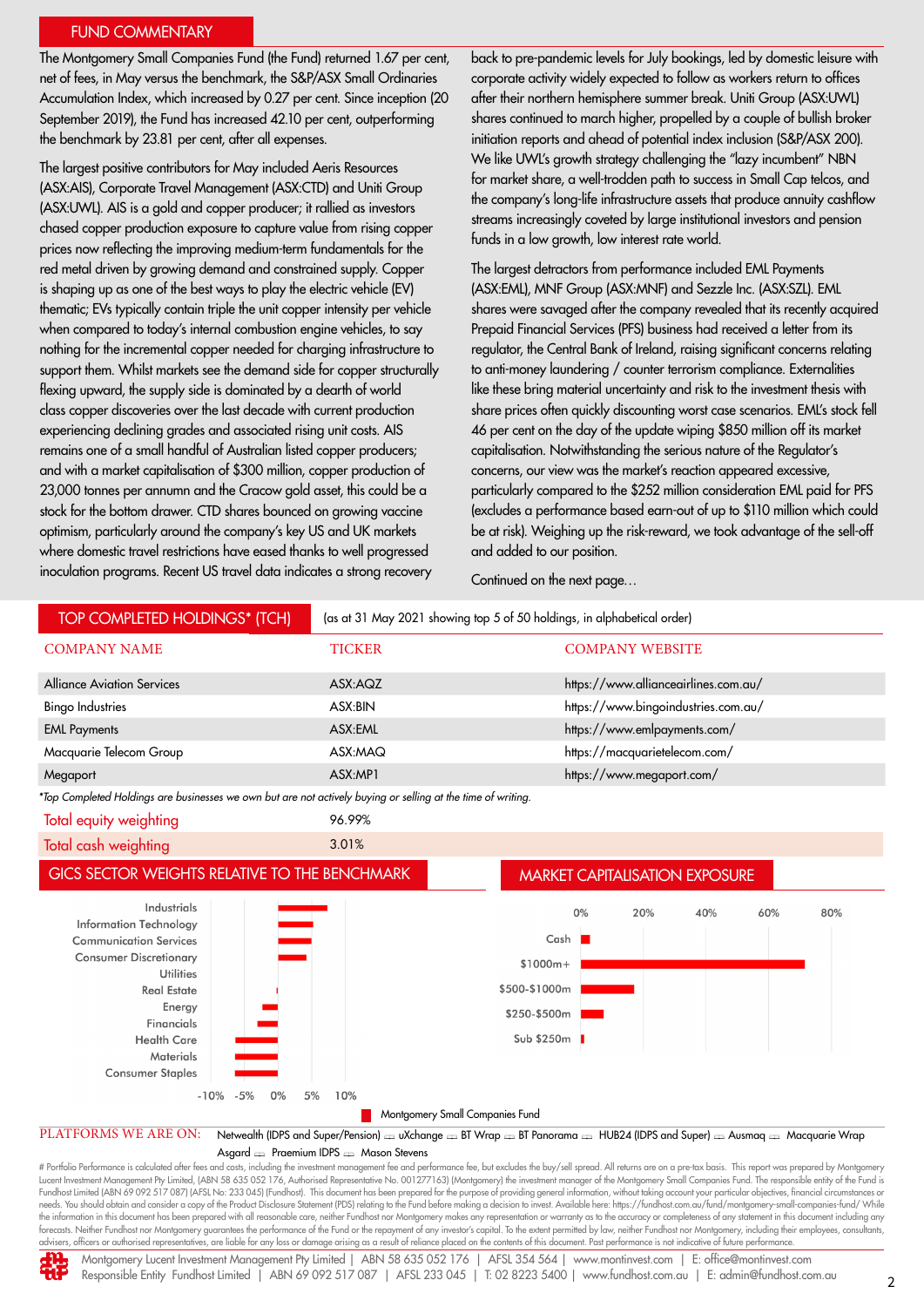## FUND COMMENTARY

The Montgomery Small Companies Fund (the Fund) returned 1.67 per cent, net of fees, in May versus the benchmark, the S&P/ASX Small Ordinaries Accumulation Index, which increased by 0.27 per cent. Since inception (20 September 2019), the Fund has increased 42.10 per cent, outperforming the benchmark by 23.81 per cent, after all expenses.

The largest positive contributors for May included Aeris Resources (ASX:AIS), Corporate Travel Management (ASX:CTD) and Uniti Group (ASX:UWL). AIS is a gold and copper producer; it rallied as investors chased copper production exposure to capture value from rising copper prices now reflecting the improving medium-term fundamentals for the red metal driven by growing demand and constrained supply. Copper is shaping up as one of the best ways to play the electric vehicle (EV) thematic; EVs typically contain triple the unit copper intensity per vehicle when compared to today's internal combustion engine vehicles, to say nothing for the incremental copper needed for charging infrastructure to support them. Whilst markets see the demand side for copper structurally flexing upward, the supply side is dominated by a dearth of world class copper discoveries over the last decade with current production experiencing declining grades and associated rising unit costs. AIS remains one of a small handful of Australian listed copper producers; and with a market capitalisation of $300 million, copper production of 23,000 tonnes per annum and the Cracow gold asset, this could be a stock for the bottom drawer. CTD shares bounced on growing vaccine optimism, particularly around the company's key US and UK markets where domestic travel restrictions have eased thanks to well progressed inoculation programs. Recent US travel data indicates a strong recovery back to pre-pandemic levels for July bookings, led by domestic leisure with corporate activity widely expected to follow as workers return to offices after their northern hemisphere summer break. Uniti Group (ASX:UWL) shares continued to march higher, propelled by a couple of bullish broker initiation reports and ahead of potential index inclusion (S&P/ASX 200). We like UWL's growth strategy challenging the "lazy incumbent" NBN for market share, a well-trodden path to success in Small Cap telcos, and the company's long-life infrastructure assets that produce annuity cashflow streams increasingly coveted by large institutional investors and pension funds in a low growth, low interest rate world.

The largest detractors from performance included EML Payments (ASX:EML), MNF Group (ASX:MNF) and Sezzle Inc. (ASX:SZL). EML shares were savaged after the company revealed that its recently acquired Prepaid Financial Services (PFS) business had received a letter from its regulator, the Central Bank of Ireland, raising significant concerns relating to anti-money laundering / counter terrorism compliance. Externalities like these bring material uncertainty and risk to the investment thesis with share prices often quickly discounting worst case scenarios. EML's stock fell 46 per cent on the day of the update wiping $850 million off its market capitalisation. Notwithstanding the serious nature of the Regulator's concerns, our view was the market's reaction appeared excessive, particularly compared to the $252 million consideration EML paid for PFS (excludes a performance based earn-out of up to $110 million which could be at risk). Weighing up the risk-reward, we took advantage of the sell-off and added to our position.

Continued on the next page…

## TOP COMPLETED HOLDINGS* (TCH)

(as at 31 May 2021 showing top 5 of 50 holdings, in alphabetical order)

| COMPANY NAME | TICKER | COMPANY WEBSITE |
|---|---|---|
| Alliance Aviation Services | ASX:AQZ | https://www.allianceairlines.com.au/ |
| Bingo Industries | ASX:BIN | https://www.bingoindustries.com.au/ |
| EML Payments | ASX:EML | https://www.emlpayments.com/ |
| Macquarie Telecom Group | ASX:MAQ | https://macquarietelecom.com/ |
| Megaport | ASX:MP1 | https://www.megaport.com/ |

*Top Completed Holdings are businesses we own but are not actively buying or selling at the time of writing.*

| | |
|---|---|
| Total equity weighting | 96.99% |
| Total cash weighting | 3.01% |

## GICS SECTOR WEIGHTS RELATIVE TO THE BENCHMARK

Sectors: Industrials, Information Technology, Communication Services, Consumer Discretionary, Utilities, Real Estate, Energy, Financials, Health Care, Materials, Consumer Staples

Axis: -10% -5% 0% 5% 10%

## MARKET CAPITALISATION EXPOSURE

Categories: Cash, $1000m+, $500-$1000m, $250-$500m, Sub $250m

Axis: 0% 20% 40% 60% 80%

Montgomery Small Companies Fund

**PLATFORMS WE ARE ON:** Netwealth (IDPS and Super/Pension) — uXchange — BT Wrap — BT Panorama — HUB24 (IDPS and Super) — Ausmaq — Macquarie Wrap — Asgard — Praemium IDPS — Mason Stevens

# Portfolio Performance is calculated after fees and costs, including the investment management fee and performance fee, but excludes the buy/sell spread. All returns are on a pre-tax basis. This report was prepared by Montgomery Lucent Investment Management Pty Limited, (ABN 58 635 052 176, Authorised Representative No. 001277163) (Montgomery) the investment manager of the Montgomery Small Companies Fund. The responsible entity of the Fund is Fundhost Limited (ABN 69 092 517 087) (AFSL No: 233 045) (Fundhost). This document has been prepared for the purpose of providing general information, without taking account your particular objectives, financial circumstances or needs. You should obtain and consider a copy of the Product Disclosure Statement (PDS) relating to the Fund before making a decision to invest. Available here: https://fundhost.com.au/fund/montgomery-small-companies-fund/ While the information in this document has been prepared with all reasonable care, neither Fundhost nor Montgomery makes any representation or warranty as to the accuracy or completeness of any statement in this document including any forecasts. Neither Fundhost nor Montgomery guarantees the performance of the Fund or the repayment of any investor's capital. To the extent permitted by law, neither Fundhost nor Montgomery, including their employees, consultants, advisers, officers or authorised representatives, are liable for any loss or damage arising as a result of reliance placed on the contents of this document. Past performance is not indicative of future performance.

Montgomery Lucent Investment Management Pty Limited | ABN 58 635 052 176 | AFSL 354 564 | www.montinvest.com | E: office@montinvest.com
Responsible Entity Fundhost Limited | ABN 69 092 517 087 | AFSL 233 045 | T: 02 8223 5400 | www.fundhost.com.au | E: admin@fundhost.com.au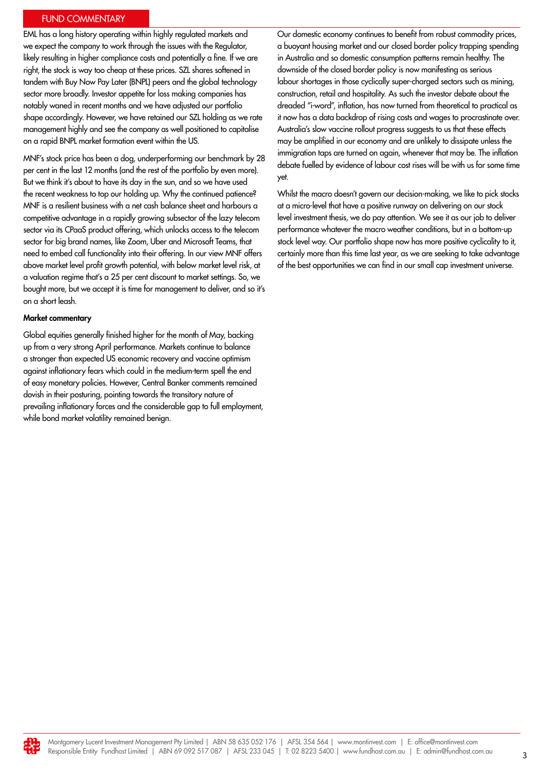## FUND COMMENTARY

EML has a long history operating within highly regulated markets and we expect the company to work through the issues with the Regulator, likely resulting in higher compliance costs and potentially a fine. If we are right, the stock is way too cheap at these prices. SZL shares softened in tandem with Buy Now Pay Later (BNPL) peers and the global technology sector more broadly. Investor appetite for loss making companies has notably waned in recent months and we have adjusted our portfolio shape accordingly. However, we have retained our SZL holding as we rate management highly and see the company as well positioned to capitalise on a rapid BNPL market formation event within the US.

MNF's stock price has been a dog, underperforming our benchmark by 28 per cent in the last 12 months (and the rest of the portfolio by even more). But we think it's about to have its day in the sun, and so we have used the recent weakness to top our holding up. Why the continued patience? MNF is a resilient business with a net cash balance sheet and harbours a competitive advantage in a rapidly growing subsector of the lazy telecom sector via its CPaaS product offering, which unlocks access to the telecom sector for big brand names, like Zoom, Uber and Microsoft Teams, that need to embed call functionality into their offering. In our view MNF offers above market level profit growth potential, with below market level risk, at a valuation regime that's a 25 per cent discount to market settings. So, we bought more, but we accept it is time for management to deliver, and so it's on a short leash.

**Market commentary**

Global equities generally finished higher for the month of May, backing up from a very strong April performance. Markets continue to balance a stronger than expected US economic recovery and vaccine optimism against inflationary fears which could in the medium-term spell the end of easy monetary policies. However, Central Banker comments remained dovish in their posturing, pointing towards the transitory nature of prevailing inflationary forces and the considerable gap to full employment, while bond market volatility remained benign.

Our domestic economy continues to benefit from robust commodity prices, a buoyant housing market and our closed border policy trapping spending in Australia and so domestic consumption patterns remain healthy. The downside of the closed border policy is now manifesting as serious labour shortages in those cyclically super-charged sectors such as mining, construction, retail and hospitality. As such the investor debate about the dreaded "i-word", inflation, has now turned from theoretical to practical as it now has a data backdrop of rising costs and wages to procrastinate over. Australia's slow vaccine rollout progress suggests to us that these effects may be amplified in our economy and are unlikely to dissipate unless the immigration taps are turned on again, whenever that may be. The inflation debate fuelled by evidence of labour cost rises will be with us for some time yet.

Whilst the macro doesn't govern our decision-making, we like to pick stocks at a micro-level that have a positive runway on delivering on our stock level investment thesis, we do pay attention. We see it as our job to deliver performance whatever the macro weather conditions, but in a bottom-up stock level way. Our portfolio shape now has more positive cyclicality to it, certainly more than this time last year, as we are seeking to take advantage of the best opportunities we can find in our small cap investment universe.

Montgomery Lucent Investment Management Pty Limited | ABN 58 635 052 176 | AFSL 354 564 | www.montinvest.com | E: office@montinvest.com
Responsible Entity Fundhost Limited | ABN 69 092 517 087 | AFSL 233 045 | T: 02 8223 5400 | www.fundhost.com.au | E: admin@fundhost.com.au